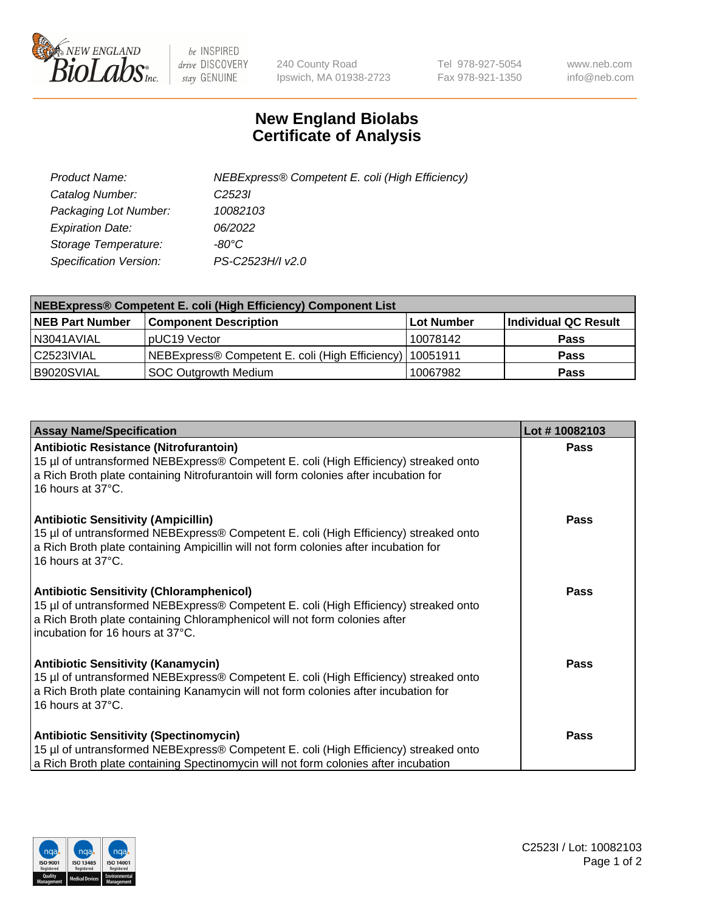# New England Biolabs Certificate of Analysis

| | |
|---|---|
| *Product Name:* | *NEBExpress® Competent E. coli (High Efficiency)* |
| *Catalog Number:* | *C2523I* |
| *Packaging Lot Number:* | *10082103* |
| *Expiration Date:* | *06/2022* |
| *Storage Temperature:* | *-80°C* |
| *Specification Version:* | *PS-C2523H/I v2.0* |

| NEBExpress® Competent E. coli (High Efficiency) Component List | | | |
|---|---|---|---|
| **NEB Part Number** | **Component Description** | **Lot Number** | **Individual QC Result** |
| N3041AVIAL | pUC19 Vector | 10078142 | **Pass** |
| C2523IVIAL | NEBExpress® Competent E. coli (High Efficiency) | 10051911 | **Pass** |
| B9020SVIAL | SOC Outgrowth Medium | 10067982 | **Pass** |

| Assay Name/Specification | Lot # 10082103 |
|---|---|
| **Antibiotic Resistance (Nitrofurantoin)**<br>15 µl of untransformed NEBExpress® Competent E. coli (High Efficiency) streaked onto a Rich Broth plate containing Nitrofurantoin will form colonies after incubation for 16 hours at 37°C. | **Pass** |
| **Antibiotic Sensitivity (Ampicillin)**<br>15 µl of untransformed NEBExpress® Competent E. coli (High Efficiency) streaked onto a Rich Broth plate containing Ampicillin will not form colonies after incubation for 16 hours at 37°C. | **Pass** |
| **Antibiotic Sensitivity (Chloramphenicol)**<br>15 µl of untransformed NEBExpress® Competent E. coli (High Efficiency) streaked onto a Rich Broth plate containing Chloramphenicol will not form colonies after incubation for 16 hours at 37°C. | **Pass** |
| **Antibiotic Sensitivity (Kanamycin)**<br>15 µl of untransformed NEBExpress® Competent E. coli (High Efficiency) streaked onto a Rich Broth plate containing Kanamycin will not form colonies after incubation for 16 hours at 37°C. | **Pass** |
| **Antibiotic Sensitivity (Spectinomycin)**<br>15 µl of untransformed NEBExpress® Competent E. coli (High Efficiency) streaked onto a Rich Broth plate containing Spectinomycin will not form colonies after incubation | **Pass** |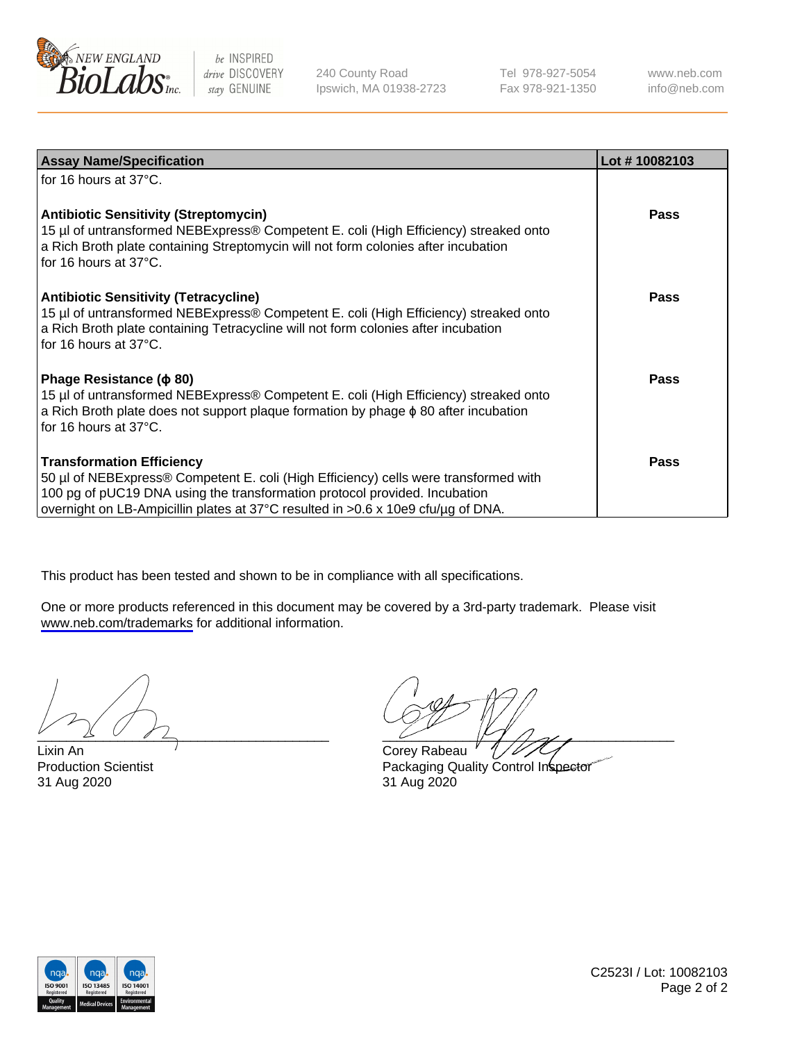| Assay Name/Specification | Lot # 10082103 |
| --- | --- |
| for 16 hours at 37°C. | |
| **Antibiotic Sensitivity (Streptomycin)**<br>15 µl of untransformed NEBExpress® Competent E. coli (High Efficiency) streaked onto a Rich Broth plate containing Streptomycin will not form colonies after incubation for 16 hours at 37°C. | **Pass** |
| **Antibiotic Sensitivity (Tetracycline)**<br>15 µl of untransformed NEBExpress® Competent E. coli (High Efficiency) streaked onto a Rich Broth plate containing Tetracycline will not form colonies after incubation for 16 hours at 37°C. | **Pass** |
| **Phage Resistance (ϕ 80)**<br>15 µl of untransformed NEBExpress® Competent E. coli (High Efficiency) streaked onto a Rich Broth plate does not support plaque formation by phage ϕ 80 after incubation for 16 hours at 37°C. | **Pass** |
| **Transformation Efficiency**<br>50 µl of NEBExpress® Competent E. coli (High Efficiency) cells were transformed with 100 pg of pUC19 DNA using the transformation protocol provided. Incubation overnight on LB-Ampicillin plates at 37°C resulted in >0.6 x 10e9 cfu/µg of DNA. | **Pass** |

This product has been tested and shown to be in compliance with all specifications.

One or more products referenced in this document may be covered by a 3rd-party trademark. Please visit www.neb.com/trademarks for additional information.

Lixin An
Production Scientist
31 Aug 2020

Corey Rabeau
Packaging Quality Control Inspector
31 Aug 2020

C2523I / Lot: 10082103